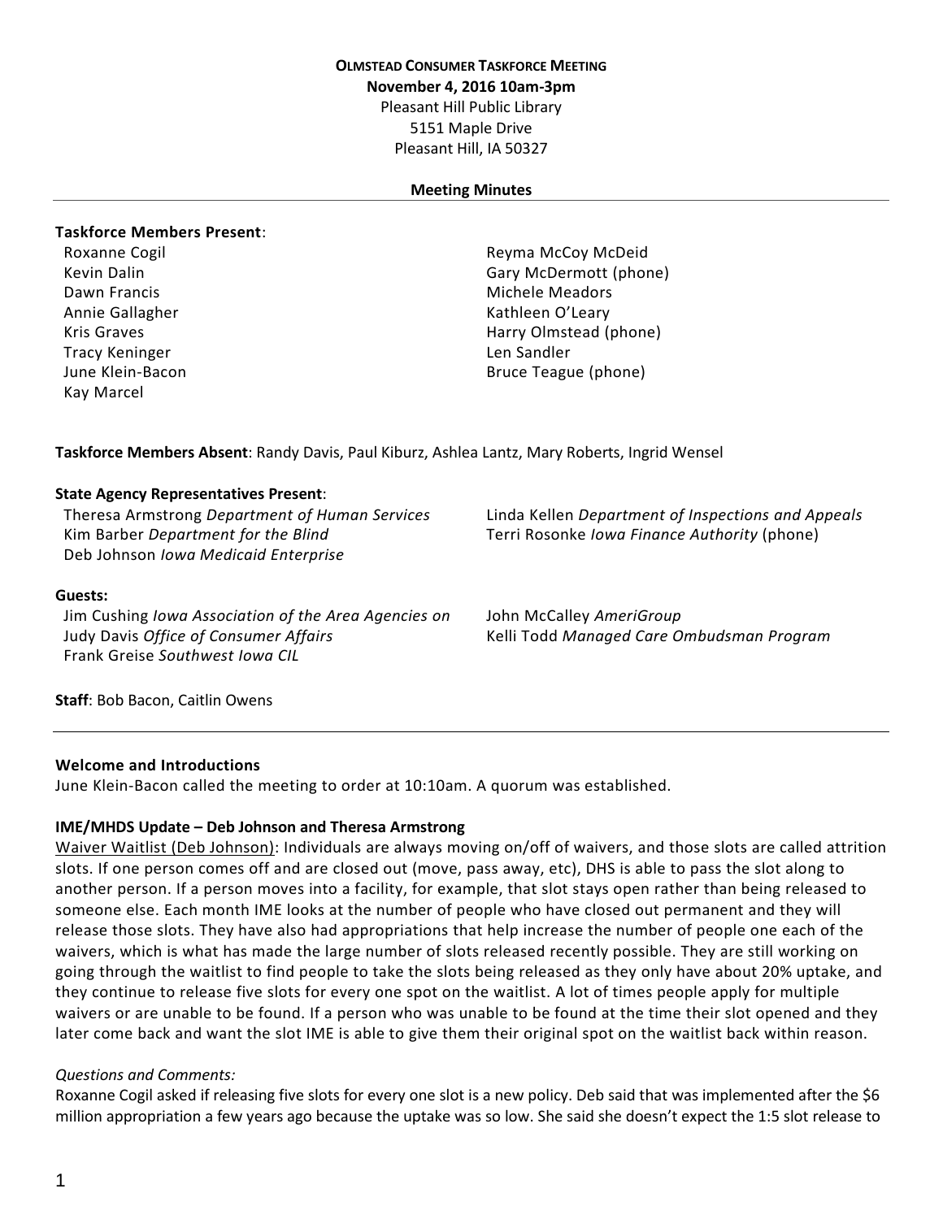**OLMSTEAD CONSUMER TASKFORCE MEETING**

**November 4, 2016 10am-3pm**

Pleasant Hill Public Library
5151 Maple Drive
Pleasant Hill, IA 50327

**Meeting Minutes**

---

**Taskforce Members Present**:

Roxanne Cogil
Kevin Dalin
Dawn Francis
Annie Gallagher
Kris Graves
Tracy Keninger
June Klein-Bacon
Kay Marcel
Reyma McCoy McDeid
Gary McDermott (phone)
Michele Meadors
Kathleen O'Leary
Harry Olmstead (phone)
Len Sandler
Bruce Teague (phone)

**Taskforce Members Absent**: Randy Davis, Paul Kiburz, Ashlea Lantz, Mary Roberts, Ingrid Wensel

**State Agency Representatives Present**:

Theresa Armstrong *Department of Human Services*
Kim Barber *Department for the Blind*
Deb Johnson *Iowa Medicaid Enterprise*
Linda Kellen *Department of Inspections and Appeals*
Terri Rosonke *Iowa Finance Authority* (phone)

**Guests:**

Jim Cushing *Iowa Association of the Area Agencies on*
Judy Davis *Office of Consumer Affairs*
Frank Greise *Southwest Iowa CIL*
John McCalley *AmeriGroup*
Kelli Todd *Managed Care Ombudsman Program*

**Staff**: Bob Bacon, Caitlin Owens

---

**Welcome and Introductions**

June Klein-Bacon called the meeting to order at 10:10am. A quorum was established.

**IME/MHDS Update – Deb Johnson and Theresa Armstrong**

Waiver Waitlist (Deb Johnson): Individuals are always moving on/off of waivers, and those slots are called attrition slots. If one person comes off and are closed out (move, pass away, etc), DHS is able to pass the slot along to another person. If a person moves into a facility, for example, that slot stays open rather than being released to someone else. Each month IME looks at the number of people who have closed out permanent and they will release those slots. They have also had appropriations that help increase the number of people one each of the waivers, which is what has made the large number of slots released recently possible. They are still working on going through the waitlist to find people to take the slots being released as they only have about 20% uptake, and they continue to release five slots for every one spot on the waitlist. A lot of times people apply for multiple waivers or are unable to be found. If a person who was unable to be found at the time their slot opened and they later come back and want the slot IME is able to give them their original spot on the waitlist back within reason.

*Questions and Comments:*

Roxanne Cogil asked if releasing five slots for every one slot is a new policy. Deb said that was implemented after the $6 million appropriation a few years ago because the uptake was so low. She said she doesn't expect the 1:5 slot release to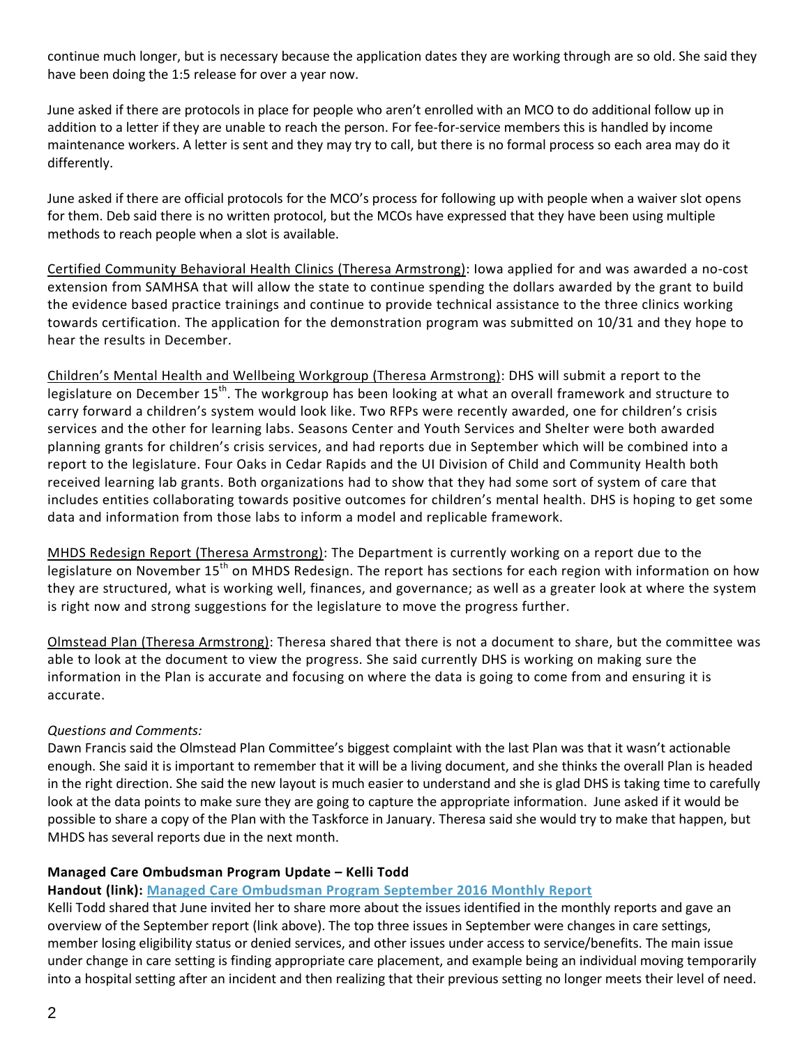continue much longer, but is necessary because the application dates they are working through are so old. She said they have been doing the 1:5 release for over a year now.

June asked if there are protocols in place for people who aren't enrolled with an MCO to do additional follow up in addition to a letter if they are unable to reach the person. For fee-for-service members this is handled by income maintenance workers. A letter is sent and they may try to call, but there is no formal process so each area may do it differently.

June asked if there are official protocols for the MCO's process for following up with people when a waiver slot opens for them. Deb said there is no written protocol, but the MCOs have expressed that they have been using multiple methods to reach people when a slot is available.

<u>Certified Community Behavioral Health Clinics (Theresa Armstrong)</u>: Iowa applied for and was awarded a no-cost extension from SAMHSA that will allow the state to continue spending the dollars awarded by the grant to build the evidence based practice trainings and continue to provide technical assistance to the three clinics working towards certification. The application for the demonstration program was submitted on 10/31 and they hope to hear the results in December.

<u>Children's Mental Health and Wellbeing Workgroup (Theresa Armstrong)</u>: DHS will submit a report to the legislature on December 15th. The workgroup has been looking at what an overall framework and structure to carry forward a children's system would look like. Two RFPs were recently awarded, one for children's crisis services and the other for learning labs. Seasons Center and Youth Services and Shelter were both awarded planning grants for children's crisis services, and had reports due in September which will be combined into a report to the legislature. Four Oaks in Cedar Rapids and the UI Division of Child and Community Health both received learning lab grants. Both organizations had to show that they had some sort of system of care that includes entities collaborating towards positive outcomes for children's mental health. DHS is hoping to get some data and information from those labs to inform a model and replicable framework.

<u>MHDS Redesign Report (Theresa Armstrong)</u>: The Department is currently working on a report due to the legislature on November 15th on MHDS Redesign. The report has sections for each region with information on how they are structured, what is working well, finances, and governance; as well as a greater look at where the system is right now and strong suggestions for the legislature to move the progress further.

<u>Olmstead Plan (Theresa Armstrong)</u>: Theresa shared that there is not a document to share, but the committee was able to look at the document to view the progress. She said currently DHS is working on making sure the information in the Plan is accurate and focusing on where the data is going to come from and ensuring it is accurate.

*Questions and Comments:*
Dawn Francis said the Olmstead Plan Committee's biggest complaint with the last Plan was that it wasn't actionable enough. She said it is important to remember that it will be a living document, and she thinks the overall Plan is headed in the right direction. She said the new layout is much easier to understand and she is glad DHS is taking time to carefully look at the data points to make sure they are going to capture the appropriate information. June asked if it would be possible to share a copy of the Plan with the Taskforce in January. Theresa said she would try to make that happen, but MHDS has several reports due in the next month.

**Managed Care Ombudsman Program Update – Kelli Todd**

**Handout (link): Managed Care Ombudsman Program September 2016 Monthly Report**

Kelli Todd shared that June invited her to share more about the issues identified in the monthly reports and gave an overview of the September report (link above). The top three issues in September were changes in care settings, member losing eligibility status or denied services, and other issues under access to service/benefits. The main issue under change in care setting is finding appropriate care placement, and example being an individual moving temporarily into a hospital setting after an incident and then realizing that their previous setting no longer meets their level of need.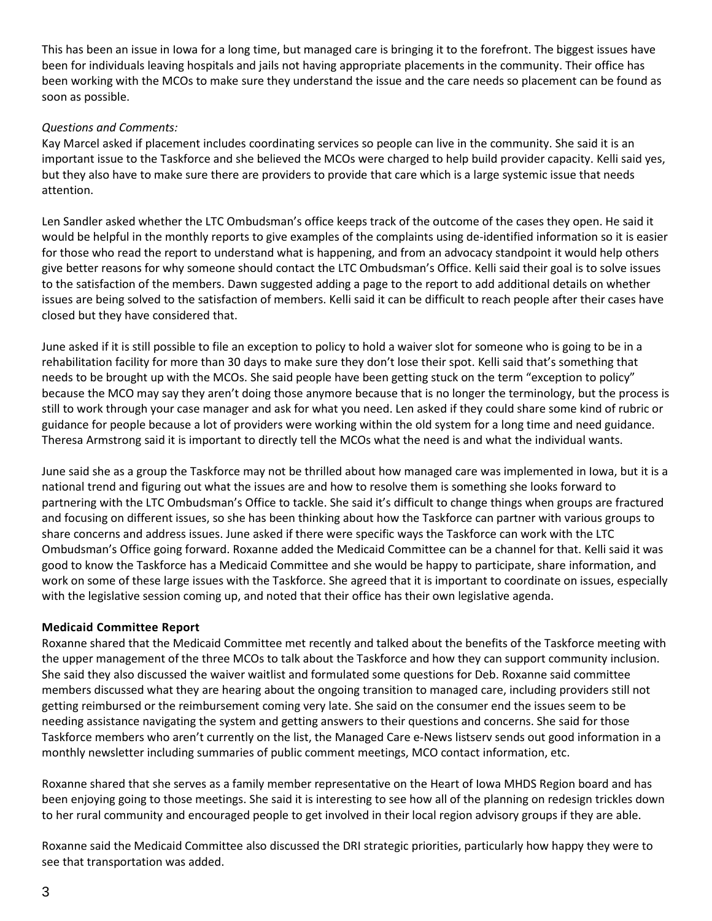This has been an issue in Iowa for a long time, but managed care is bringing it to the forefront. The biggest issues have been for individuals leaving hospitals and jails not having appropriate placements in the community. Their office has been working with the MCOs to make sure they understand the issue and the care needs so placement can be found as soon as possible.

*Questions and Comments:*

Kay Marcel asked if placement includes coordinating services so people can live in the community. She said it is an important issue to the Taskforce and she believed the MCOs were charged to help build provider capacity. Kelli said yes, but they also have to make sure there are providers to provide that care which is a large systemic issue that needs attention.

Len Sandler asked whether the LTC Ombudsman's office keeps track of the outcome of the cases they open. He said it would be helpful in the monthly reports to give examples of the complaints using de-identified information so it is easier for those who read the report to understand what is happening, and from an advocacy standpoint it would help others give better reasons for why someone should contact the LTC Ombudsman's Office. Kelli said their goal is to solve issues to the satisfaction of the members. Dawn suggested adding a page to the report to add additional details on whether issues are being solved to the satisfaction of members. Kelli said it can be difficult to reach people after their cases have closed but they have considered that.

June asked if it is still possible to file an exception to policy to hold a waiver slot for someone who is going to be in a rehabilitation facility for more than 30 days to make sure they don't lose their spot. Kelli said that's something that needs to be brought up with the MCOs. She said people have been getting stuck on the term "exception to policy" because the MCO may say they aren't doing those anymore because that is no longer the terminology, but the process is still to work through your case manager and ask for what you need. Len asked if they could share some kind of rubric or guidance for people because a lot of providers were working within the old system for a long time and need guidance. Theresa Armstrong said it is important to directly tell the MCOs what the need is and what the individual wants.

June said she as a group the Taskforce may not be thrilled about how managed care was implemented in Iowa, but it is a national trend and figuring out what the issues are and how to resolve them is something she looks forward to partnering with the LTC Ombudsman's Office to tackle. She said it's difficult to change things when groups are fractured and focusing on different issues, so she has been thinking about how the Taskforce can partner with various groups to share concerns and address issues. June asked if there were specific ways the Taskforce can work with the LTC Ombudsman's Office going forward. Roxanne added the Medicaid Committee can be a channel for that. Kelli said it was good to know the Taskforce has a Medicaid Committee and she would be happy to participate, share information, and work on some of these large issues with the Taskforce. She agreed that it is important to coordinate on issues, especially with the legislative session coming up, and noted that their office has their own legislative agenda.

**Medicaid Committee Report**

Roxanne shared that the Medicaid Committee met recently and talked about the benefits of the Taskforce meeting with the upper management of the three MCOs to talk about the Taskforce and how they can support community inclusion. She said they also discussed the waiver waitlist and formulated some questions for Deb. Roxanne said committee members discussed what they are hearing about the ongoing transition to managed care, including providers still not getting reimbursed or the reimbursement coming very late. She said on the consumer end the issues seem to be needing assistance navigating the system and getting answers to their questions and concerns. She said for those Taskforce members who aren't currently on the list, the Managed Care e-News listserv sends out good information in a monthly newsletter including summaries of public comment meetings, MCO contact information, etc.

Roxanne shared that she serves as a family member representative on the Heart of Iowa MHDS Region board and has been enjoying going to those meetings. She said it is interesting to see how all of the planning on redesign trickles down to her rural community and encouraged people to get involved in their local region advisory groups if they are able.

Roxanne said the Medicaid Committee also discussed the DRI strategic priorities, particularly how happy they were to see that transportation was added.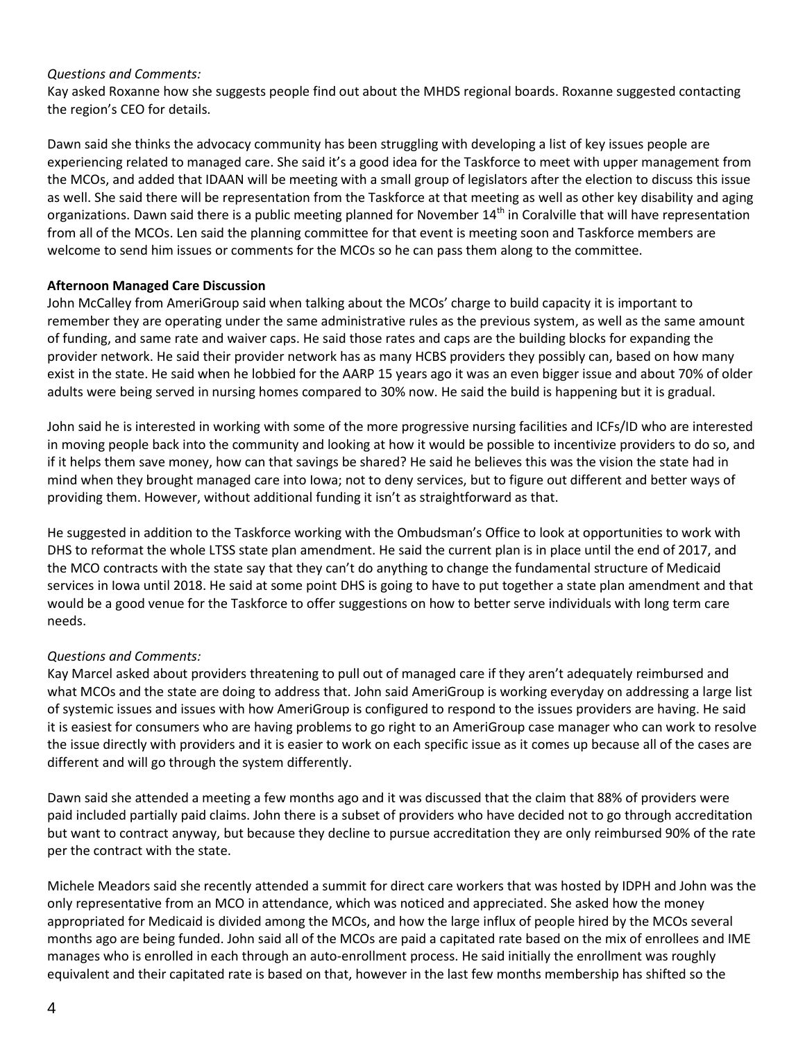*Questions and Comments:*
Kay asked Roxanne how she suggests people find out about the MHDS regional boards. Roxanne suggested contacting the region's CEO for details.

Dawn said she thinks the advocacy community has been struggling with developing a list of key issues people are experiencing related to managed care. She said it's a good idea for the Taskforce to meet with upper management from the MCOs, and added that IDAAN will be meeting with a small group of legislators after the election to discuss this issue as well. She said there will be representation from the Taskforce at that meeting as well as other key disability and aging organizations. Dawn said there is a public meeting planned for November 14th in Coralville that will have representation from all of the MCOs. Len said the planning committee for that event is meeting soon and Taskforce members are welcome to send him issues or comments for the MCOs so he can pass them along to the committee.

**Afternoon Managed Care Discussion**
John McCalley from AmeriGroup said when talking about the MCOs' charge to build capacity it is important to remember they are operating under the same administrative rules as the previous system, as well as the same amount of funding, and same rate and waiver caps. He said those rates and caps are the building blocks for expanding the provider network. He said their provider network has as many HCBS providers they possibly can, based on how many exist in the state. He said when he lobbied for the AARP 15 years ago it was an even bigger issue and about 70% of older adults were being served in nursing homes compared to 30% now. He said the build is happening but it is gradual.

John said he is interested in working with some of the more progressive nursing facilities and ICFs/ID who are interested in moving people back into the community and looking at how it would be possible to incentivize providers to do so, and if it helps them save money, how can that savings be shared? He said he believes this was the vision the state had in mind when they brought managed care into Iowa; not to deny services, but to figure out different and better ways of providing them. However, without additional funding it isn't as straightforward as that.

He suggested in addition to the Taskforce working with the Ombudsman's Office to look at opportunities to work with DHS to reformat the whole LTSS state plan amendment. He said the current plan is in place until the end of 2017, and the MCO contracts with the state say that they can't do anything to change the fundamental structure of Medicaid services in Iowa until 2018. He said at some point DHS is going to have to put together a state plan amendment and that would be a good venue for the Taskforce to offer suggestions on how to better serve individuals with long term care needs.

*Questions and Comments:*
Kay Marcel asked about providers threatening to pull out of managed care if they aren't adequately reimbursed and what MCOs and the state are doing to address that. John said AmeriGroup is working everyday on addressing a large list of systemic issues and issues with how AmeriGroup is configured to respond to the issues providers are having. He said it is easiest for consumers who are having problems to go right to an AmeriGroup case manager who can work to resolve the issue directly with providers and it is easier to work on each specific issue as it comes up because all of the cases are different and will go through the system differently.

Dawn said she attended a meeting a few months ago and it was discussed that the claim that 88% of providers were paid included partially paid claims. John there is a subset of providers who have decided not to go through accreditation but want to contract anyway, but because they decline to pursue accreditation they are only reimbursed 90% of the rate per the contract with the state.

Michele Meadors said she recently attended a summit for direct care workers that was hosted by IDPH and John was the only representative from an MCO in attendance, which was noticed and appreciated. She asked how the money appropriated for Medicaid is divided among the MCOs, and how the large influx of people hired by the MCOs several months ago are being funded. John said all of the MCOs are paid a capitated rate based on the mix of enrollees and IME manages who is enrolled in each through an auto-enrollment process. He said initially the enrollment was roughly equivalent and their capitated rate is based on that, however in the last few months membership has shifted so the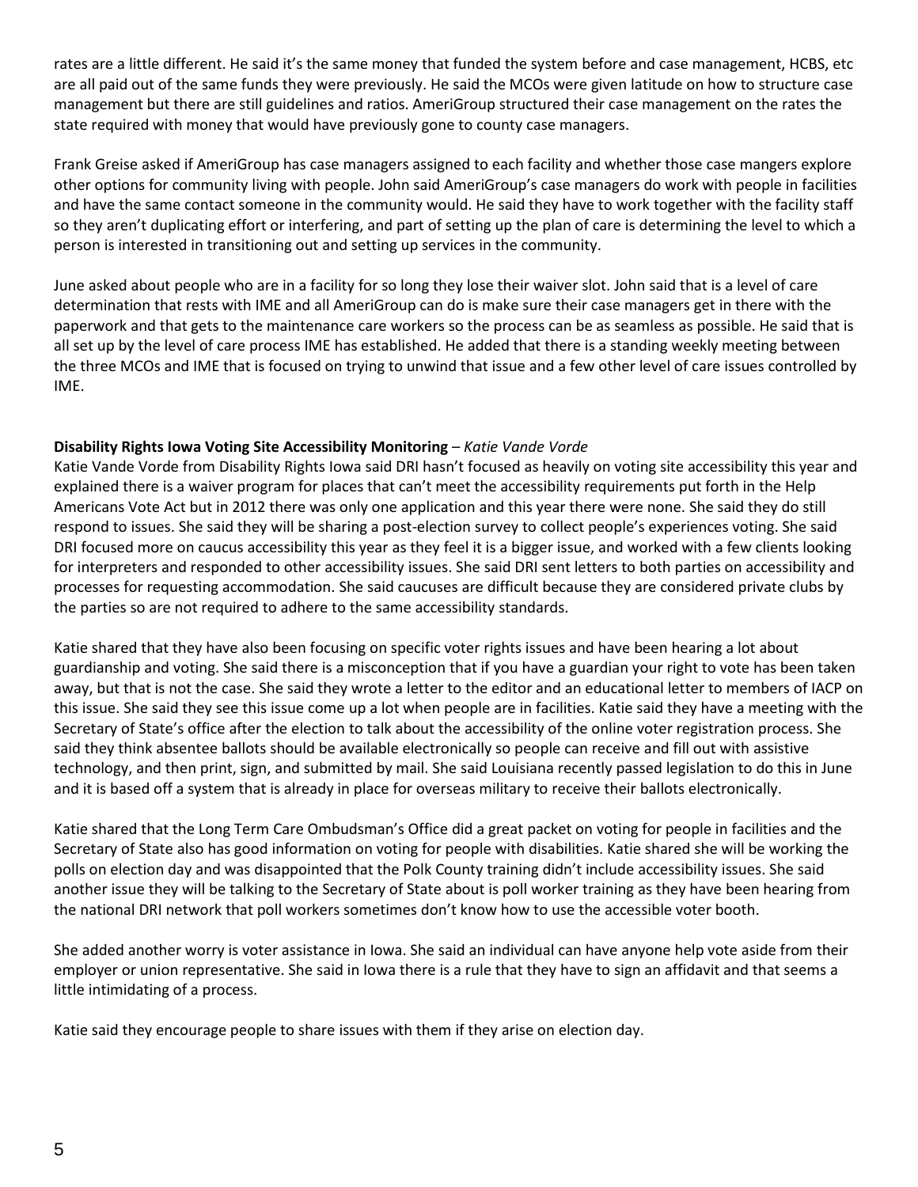rates are a little different. He said it's the same money that funded the system before and case management, HCBS, etc are all paid out of the same funds they were previously. He said the MCOs were given latitude on how to structure case management but there are still guidelines and ratios. AmeriGroup structured their case management on the rates the state required with money that would have previously gone to county case managers.

Frank Greise asked if AmeriGroup has case managers assigned to each facility and whether those case mangers explore other options for community living with people. John said AmeriGroup's case managers do work with people in facilities and have the same contact someone in the community would. He said they have to work together with the facility staff so they aren't duplicating effort or interfering, and part of setting up the plan of care is determining the level to which a person is interested in transitioning out and setting up services in the community.

June asked about people who are in a facility for so long they lose their waiver slot. John said that is a level of care determination that rests with IME and all AmeriGroup can do is make sure their case managers get in there with the paperwork and that gets to the maintenance care workers so the process can be as seamless as possible. He said that is all set up by the level of care process IME has established. He added that there is a standing weekly meeting between the three MCOs and IME that is focused on trying to unwind that issue and a few other level of care issues controlled by IME.

**Disability Rights Iowa Voting Site Accessibility Monitoring** – *Katie Vande Vorde*

Katie Vande Vorde from Disability Rights Iowa said DRI hasn't focused as heavily on voting site accessibility this year and explained there is a waiver program for places that can't meet the accessibility requirements put forth in the Help Americans Vote Act but in 2012 there was only one application and this year there were none. She said they do still respond to issues. She said they will be sharing a post-election survey to collect people's experiences voting. She said DRI focused more on caucus accessibility this year as they feel it is a bigger issue, and worked with a few clients looking for interpreters and responded to other accessibility issues. She said DRI sent letters to both parties on accessibility and processes for requesting accommodation. She said caucuses are difficult because they are considered private clubs by the parties so are not required to adhere to the same accessibility standards.

Katie shared that they have also been focusing on specific voter rights issues and have been hearing a lot about guardianship and voting. She said there is a misconception that if you have a guardian your right to vote has been taken away, but that is not the case. She said they wrote a letter to the editor and an educational letter to members of IACP on this issue. She said they see this issue come up a lot when people are in facilities. Katie said they have a meeting with the Secretary of State's office after the election to talk about the accessibility of the online voter registration process. She said they think absentee ballots should be available electronically so people can receive and fill out with assistive technology, and then print, sign, and submitted by mail. She said Louisiana recently passed legislation to do this in June and it is based off a system that is already in place for overseas military to receive their ballots electronically.

Katie shared that the Long Term Care Ombudsman's Office did a great packet on voting for people in facilities and the Secretary of State also has good information on voting for people with disabilities. Katie shared she will be working the polls on election day and was disappointed that the Polk County training didn't include accessibility issues. She said another issue they will be talking to the Secretary of State about is poll worker training as they have been hearing from the national DRI network that poll workers sometimes don't know how to use the accessible voter booth.

She added another worry is voter assistance in Iowa. She said an individual can have anyone help vote aside from their employer or union representative. She said in Iowa there is a rule that they have to sign an affidavit and that seems a little intimidating of a process.

Katie said they encourage people to share issues with them if they arise on election day.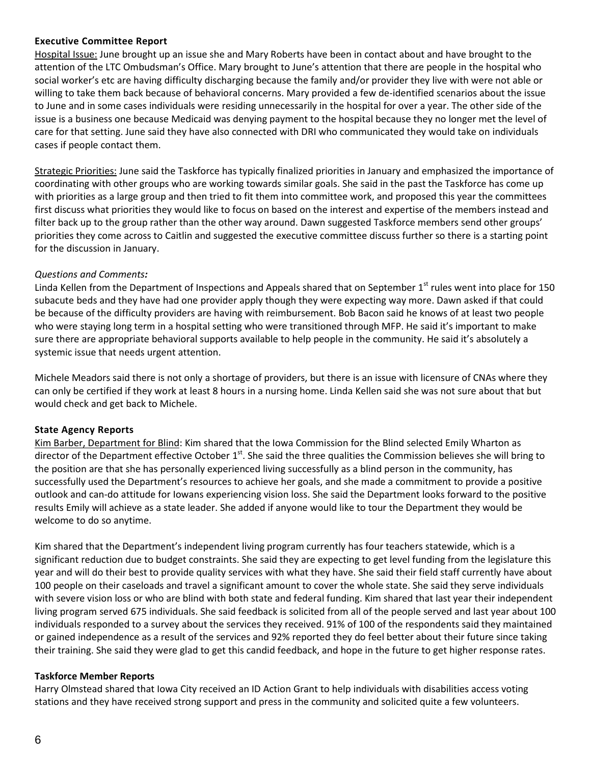**Executive Committee Report**

Hospital Issue: June brought up an issue she and Mary Roberts have been in contact about and have brought to the attention of the LTC Ombudsman's Office. Mary brought to June's attention that there are people in the hospital who social worker's etc are having difficulty discharging because the family and/or provider they live with were not able or willing to take them back because of behavioral concerns. Mary provided a few de-identified scenarios about the issue to June and in some cases individuals were residing unnecessarily in the hospital for over a year. The other side of the issue is a business one because Medicaid was denying payment to the hospital because they no longer met the level of care for that setting. June said they have also connected with DRI who communicated they would take on individuals cases if people contact them.

Strategic Priorities: June said the Taskforce has typically finalized priorities in January and emphasized the importance of coordinating with other groups who are working towards similar goals. She said in the past the Taskforce has come up with priorities as a large group and then tried to fit them into committee work, and proposed this year the committees first discuss what priorities they would like to focus on based on the interest and expertise of the members instead and filter back up to the group rather than the other way around. Dawn suggested Taskforce members send other groups' priorities they come across to Caitlin and suggested the executive committee discuss further so there is a starting point for the discussion in January.

*Questions and Comments:*

Linda Kellen from the Department of Inspections and Appeals shared that on September 1st rules went into place for 150 subacute beds and they have had one provider apply though they were expecting way more. Dawn asked if that could be because of the difficulty providers are having with reimbursement. Bob Bacon said he knows of at least two people who were staying long term in a hospital setting who were transitioned through MFP. He said it's important to make sure there are appropriate behavioral supports available to help people in the community. He said it's absolutely a systemic issue that needs urgent attention.

Michele Meadors said there is not only a shortage of providers, but there is an issue with licensure of CNAs where they can only be certified if they work at least 8 hours in a nursing home. Linda Kellen said she was not sure about that but would check and get back to Michele.

**State Agency Reports**

Kim Barber, Department for Blind: Kim shared that the Iowa Commission for the Blind selected Emily Wharton as director of the Department effective October 1st. She said the three qualities the Commission believes she will bring to the position are that she has personally experienced living successfully as a blind person in the community, has successfully used the Department's resources to achieve her goals, and she made a commitment to provide a positive outlook and can-do attitude for Iowans experiencing vision loss. She said the Department looks forward to the positive results Emily will achieve as a state leader. She added if anyone would like to tour the Department they would be welcome to do so anytime.

Kim shared that the Department's independent living program currently has four teachers statewide, which is a significant reduction due to budget constraints. She said they are expecting to get level funding from the legislature this year and will do their best to provide quality services with what they have. She said their field staff currently have about 100 people on their caseloads and travel a significant amount to cover the whole state. She said they serve individuals with severe vision loss or who are blind with both state and federal funding. Kim shared that last year their independent living program served 675 individuals. She said feedback is solicited from all of the people served and last year about 100 individuals responded to a survey about the services they received. 91% of 100 of the respondents said they maintained or gained independence as a result of the services and 92% reported they do feel better about their future since taking their training. She said they were glad to get this candid feedback, and hope in the future to get higher response rates.

**Taskforce Member Reports**

Harry Olmstead shared that Iowa City received an ID Action Grant to help individuals with disabilities access voting stations and they have received strong support and press in the community and solicited quite a few volunteers.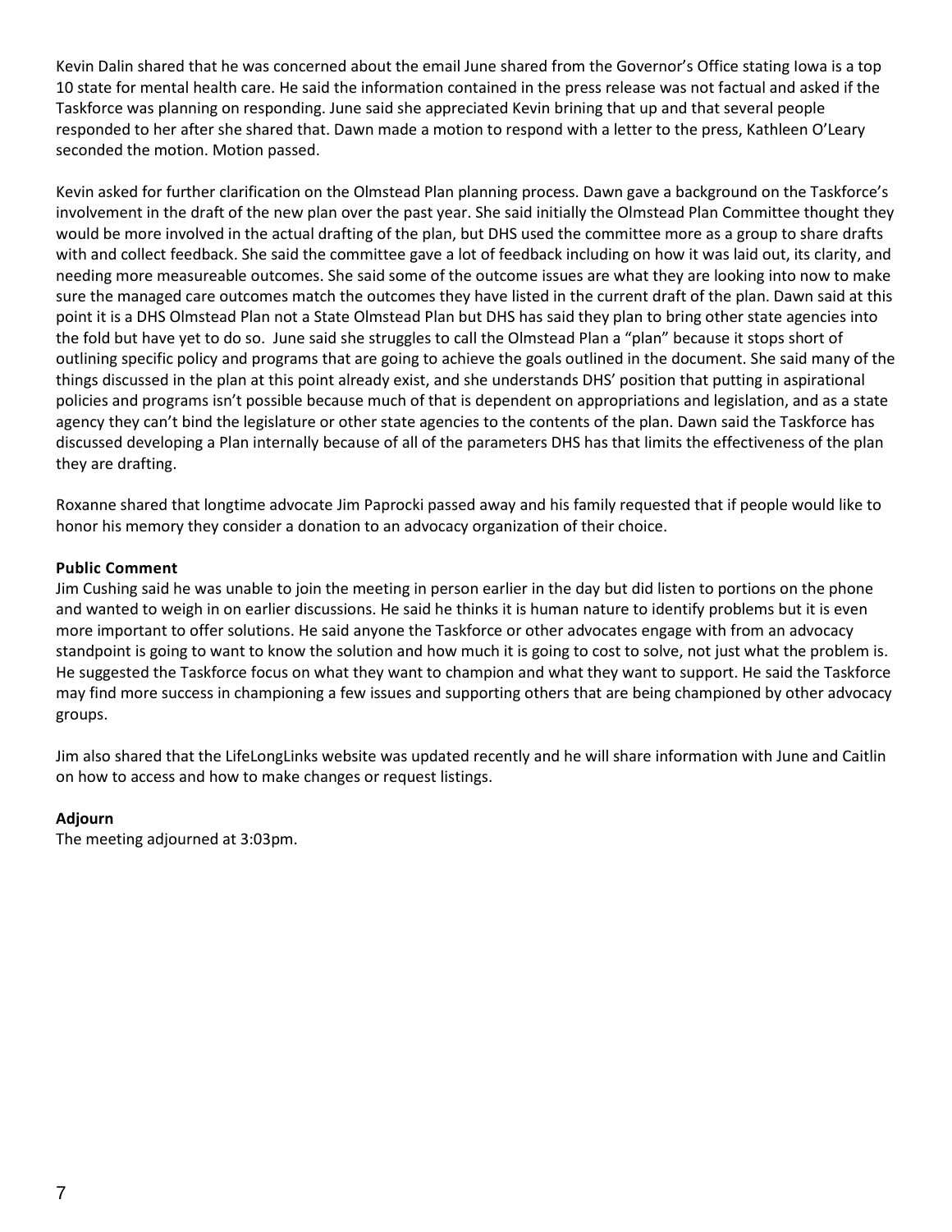Kevin Dalin shared that he was concerned about the email June shared from the Governor's Office stating Iowa is a top 10 state for mental health care. He said the information contained in the press release was not factual and asked if the Taskforce was planning on responding. June said she appreciated Kevin brining that up and that several people responded to her after she shared that. Dawn made a motion to respond with a letter to the press, Kathleen O'Leary seconded the motion. Motion passed.

Kevin asked for further clarification on the Olmstead Plan planning process. Dawn gave a background on the Taskforce's involvement in the draft of the new plan over the past year. She said initially the Olmstead Plan Committee thought they would be more involved in the actual drafting of the plan, but DHS used the committee more as a group to share drafts with and collect feedback. She said the committee gave a lot of feedback including on how it was laid out, its clarity, and needing more measureable outcomes. She said some of the outcome issues are what they are looking into now to make sure the managed care outcomes match the outcomes they have listed in the current draft of the plan. Dawn said at this point it is a DHS Olmstead Plan not a State Olmstead Plan but DHS has said they plan to bring other state agencies into the fold but have yet to do so. June said she struggles to call the Olmstead Plan a "plan" because it stops short of outlining specific policy and programs that are going to achieve the goals outlined in the document. She said many of the things discussed in the plan at this point already exist, and she understands DHS' position that putting in aspirational policies and programs isn't possible because much of that is dependent on appropriations and legislation, and as a state agency they can't bind the legislature or other state agencies to the contents of the plan. Dawn said the Taskforce has discussed developing a Plan internally because of all of the parameters DHS has that limits the effectiveness of the plan they are drafting.

Roxanne shared that longtime advocate Jim Paprocki passed away and his family requested that if people would like to honor his memory they consider a donation to an advocacy organization of their choice.

**Public Comment**

Jim Cushing said he was unable to join the meeting in person earlier in the day but did listen to portions on the phone and wanted to weigh in on earlier discussions. He said he thinks it is human nature to identify problems but it is even more important to offer solutions. He said anyone the Taskforce or other advocates engage with from an advocacy standpoint is going to want to know the solution and how much it is going to cost to solve, not just what the problem is. He suggested the Taskforce focus on what they want to champion and what they want to support. He said the Taskforce may find more success in championing a few issues and supporting others that are being championed by other advocacy groups.

Jim also shared that the LifeLongLinks website was updated recently and he will share information with June and Caitlin on how to access and how to make changes or request listings.

**Adjourn**

The meeting adjourned at 3:03pm.